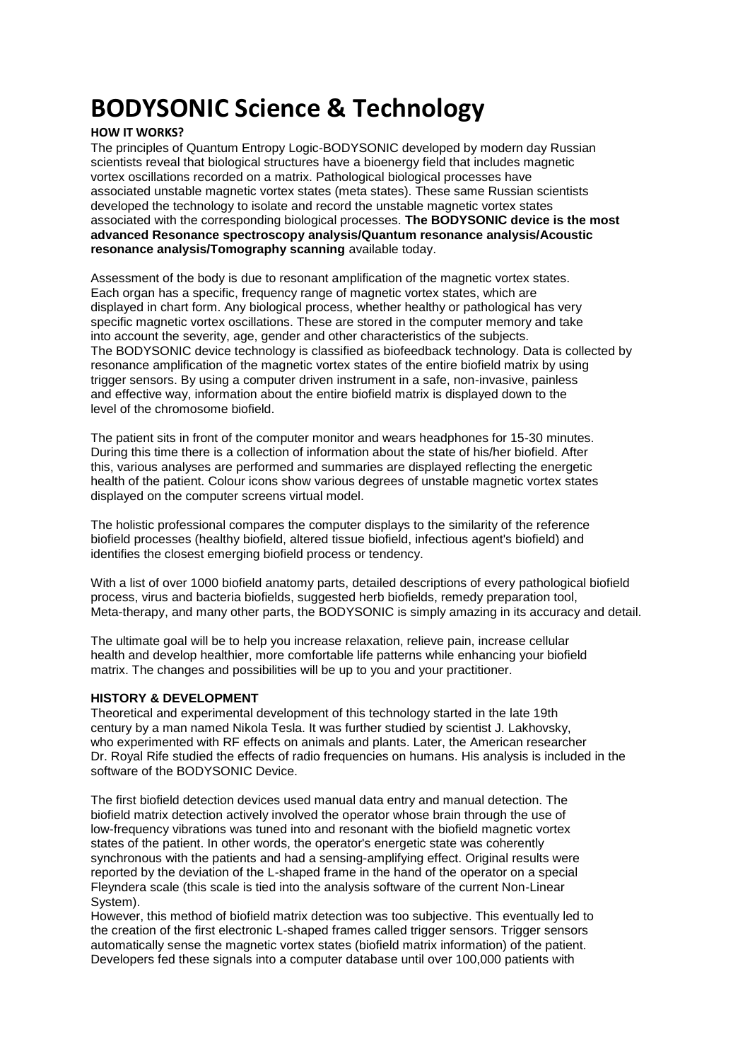# BODYSONIC Science & Technology

**HOW IT WORKS?**

The principles of Quantum Entropy Logic-BODYSONIC developed by modern day Russian scientists reveal that biological structures have a bioenergy field that includes magnetic vortex oscillations recorded on a matrix. Pathological biological processes have associated unstable magnetic vortex states (meta states). These same Russian scientists developed the technology to isolate and record the unstable magnetic vortex states associated with the corresponding biological processes. **The BODYSONIC device is the most advanced Resonance spectroscopy analysis/Quantum resonance analysis/Acoustic resonance analysis/Tomography scanning** available today.

Assessment of the body is due to resonant amplification of the magnetic vortex states. Each organ has a specific, frequency range of magnetic vortex states, which are displayed in chart form. Any biological process, whether healthy or pathological has very specific magnetic vortex oscillations. These are stored in the computer memory and take into account the severity, age, gender and other characteristics of the subjects. The BODYSONIC device technology is classified as biofeedback technology. Data is collected by resonance amplification of the magnetic vortex states of the entire biofield matrix by using trigger sensors. By using a computer driven instrument in a safe, non-invasive, painless and effective way, information about the entire biofield matrix is displayed down to the level of the chromosome biofield.

The patient sits in front of the computer monitor and wears headphones for 15-30 minutes. During this time there is a collection of information about the state of his/her biofield. After this, various analyses are performed and summaries are displayed reflecting the energetic health of the patient. Colour icons show various degrees of unstable magnetic vortex states displayed on the computer screens virtual model.

The holistic professional compares the computer displays to the similarity of the reference biofield processes (healthy biofield, altered tissue biofield, infectious agent's biofield) and identifies the closest emerging biofield process or tendency.

With a list of over 1000 biofield anatomy parts, detailed descriptions of every pathological biofield process, virus and bacteria biofields, suggested herb biofields, remedy preparation tool, Meta-therapy, and many other parts, the BODYSONIC is simply amazing in its accuracy and detail.

The ultimate goal will be to help you increase relaxation, relieve pain, increase cellular health and develop healthier, more comfortable life patterns while enhancing your biofield matrix. The changes and possibilities will be up to you and your practitioner.

**HISTORY & DEVELOPMENT**

Theoretical and experimental development of this technology started in the late 19th century by a man named Nikola Tesla. It was further studied by scientist J. Lakhovsky, who experimented with RF effects on animals and plants. Later, the American researcher Dr. Royal Rife studied the effects of radio frequencies on humans. His analysis is included in the software of the BODYSONIC Device.

The first biofield detection devices used manual data entry and manual detection. The biofield matrix detection actively involved the operator whose brain through the use of low-frequency vibrations was tuned into and resonant with the biofield magnetic vortex states of the patient. In other words, the operator's energetic state was coherently synchronous with the patients and had a sensing-amplifying effect. Original results were reported by the deviation of the L-shaped frame in the hand of the operator on a special Fleyndera scale (this scale is tied into the analysis software of the current Non-Linear System).

However, this method of biofield matrix detection was too subjective. This eventually led to the creation of the first electronic L-shaped frames called trigger sensors. Trigger sensors automatically sense the magnetic vortex states (biofield matrix information) of the patient. Developers fed these signals into a computer database until over 100,000 patients with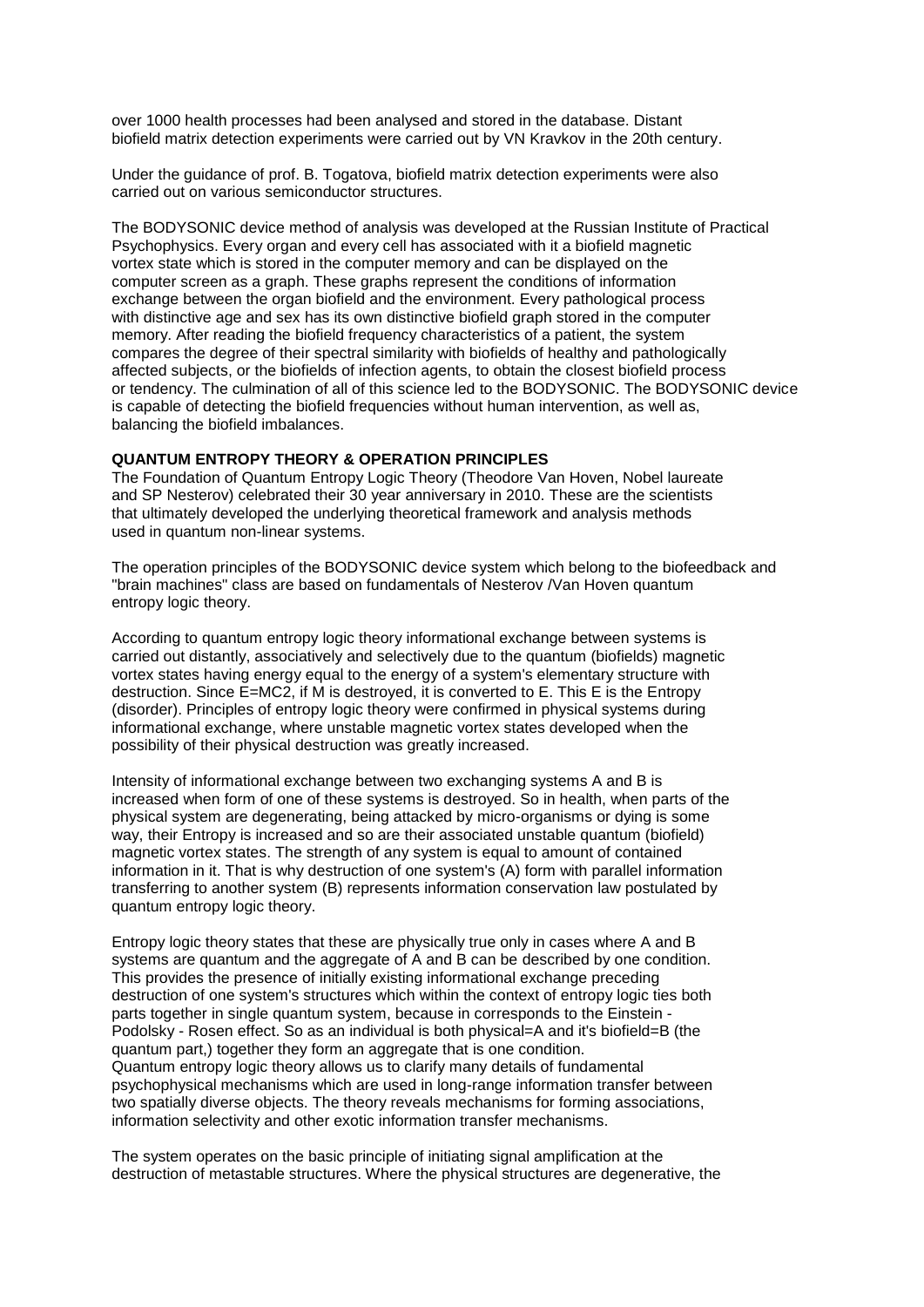over 1000 health processes had been analysed and stored in the database. Distant biofield matrix detection experiments were carried out by VN Kravkov in the 20th century.

Under the guidance of prof. B. Togatova, biofield matrix detection experiments were also carried out on various semiconductor structures.

The BODYSONIC device method of analysis was developed at the Russian Institute of Practical Psychophysics. Every organ and every cell has associated with it a biofield magnetic vortex state which is stored in the computer memory and can be displayed on the computer screen as a graph. These graphs represent the conditions of information exchange between the organ biofield and the environment. Every pathological process with distinctive age and sex has its own distinctive biofield graph stored in the computer memory. After reading the biofield frequency characteristics of a patient, the system compares the degree of their spectral similarity with biofields of healthy and pathologically affected subjects, or the biofields of infection agents, to obtain the closest biofield process or tendency. The culmination of all of this science led to the BODYSONIC. The BODYSONIC device is capable of detecting the biofield frequencies without human intervention, as well as, balancing the biofield imbalances.

**QUANTUM ENTROPY THEORY & OPERATION PRINCIPLES**

The Foundation of Quantum Entropy Logic Theory (Theodore Van Hoven, Nobel laureate and SP Nesterov) celebrated their 30 year anniversary in 2010. These are the scientists that ultimately developed the underlying theoretical framework and analysis methods used in quantum non-linear systems.

The operation principles of the BODYSONIC device system which belong to the biofeedback and "brain machines" class are based on fundamentals of Nesterov /Van Hoven quantum entropy logic theory.

According to quantum entropy logic theory informational exchange between systems is carried out distantly, associatively and selectively due to the quantum (biofields) magnetic vortex states having energy equal to the energy of a system's elementary structure with destruction. Since E=MC2, if M is destroyed, it is converted to E. This E is the Entropy (disorder). Principles of entropy logic theory were confirmed in physical systems during informational exchange, where unstable magnetic vortex states developed when the possibility of their physical destruction was greatly increased.

Intensity of informational exchange between two exchanging systems A and B is increased when form of one of these systems is destroyed. So in health, when parts of the physical system are degenerating, being attacked by micro-organisms or dying is some way, their Entropy is increased and so are their associated unstable quantum (biofield) magnetic vortex states. The strength of any system is equal to amount of contained information in it. That is why destruction of one system's (A) form with parallel information transferring to another system (B) represents information conservation law postulated by quantum entropy logic theory.

Entropy logic theory states that these are physically true only in cases where A and B systems are quantum and the aggregate of A and B can be described by one condition. This provides the presence of initially existing informational exchange preceding destruction of one system's structures which within the context of entropy logic ties both parts together in single quantum system, because in corresponds to the Einstein - Podolsky - Rosen effect. So as an individual is both physical=A and it's biofield=B (the quantum part,) together they form an aggregate that is one condition.
Quantum entropy logic theory allows us to clarify many details of fundamental psychophysical mechanisms which are used in long-range information transfer between two spatially diverse objects. The theory reveals mechanisms for forming associations, information selectivity and other exotic information transfer mechanisms.

The system operates on the basic principle of initiating signal amplification at the destruction of metastable structures. Where the physical structures are degenerative, the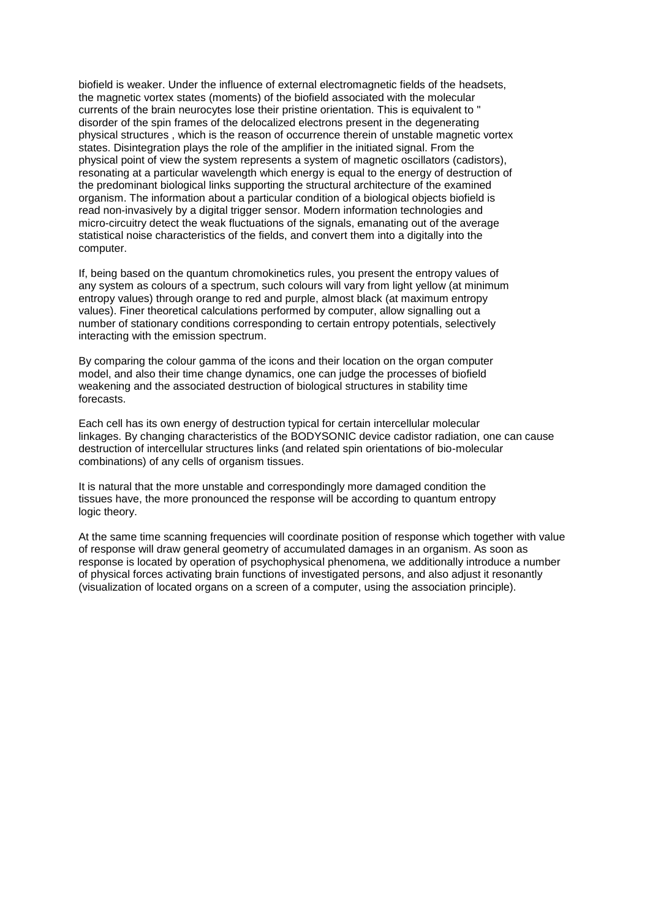biofield is weaker. Under the influence of external electromagnetic fields of the headsets, the magnetic vortex states (moments) of the biofield associated with the molecular currents of the brain neurocytes lose their pristine orientation. This is equivalent to " disorder of the spin frames of the delocalized electrons present in the degenerating physical structures , which is the reason of occurrence therein of unstable magnetic vortex states. Disintegration plays the role of the amplifier in the initiated signal. From the physical point of view the system represents a system of magnetic oscillators (cadistors), resonating at a particular wavelength which energy is equal to the energy of destruction of the predominant biological links supporting the structural architecture of the examined organism. The information about a particular condition of a biological objects biofield is read non-invasively by a digital trigger sensor. Modern information technologies and micro-circuitry detect the weak fluctuations of the signals, emanating out of the average statistical noise characteristics of the fields, and convert them into a digitally into the computer.

If, being based on the quantum chromokinetics rules, you present the entropy values of any system as colours of a spectrum, such colours will vary from light yellow (at minimum entropy values) through orange to red and purple, almost black (at maximum entropy values). Finer theoretical calculations performed by computer, allow signalling out a number of stationary conditions corresponding to certain entropy potentials, selectively interacting with the emission spectrum.

By comparing the colour gamma of the icons and their location on the organ computer model, and also their time change dynamics, one can judge the processes of biofield weakening and the associated destruction of biological structures in stability time forecasts.

Each cell has its own energy of destruction typical for certain intercellular molecular linkages. By changing characteristics of the BODYSONIC device cadistor radiation, one can cause destruction of intercellular structures links (and related spin orientations of bio-molecular combinations) of any cells of organism tissues.

It is natural that the more unstable and correspondingly more damaged condition the tissues have, the more pronounced the response will be according to quantum entropy logic theory.

At the same time scanning frequencies will coordinate position of response which together with value of response will draw general geometry of accumulated damages in an organism. As soon as response is located by operation of psychophysical phenomena, we additionally introduce a number of physical forces activating brain functions of investigated persons, and also adjust it resonantly (visualization of located organs on a screen of a computer, using the association principle).